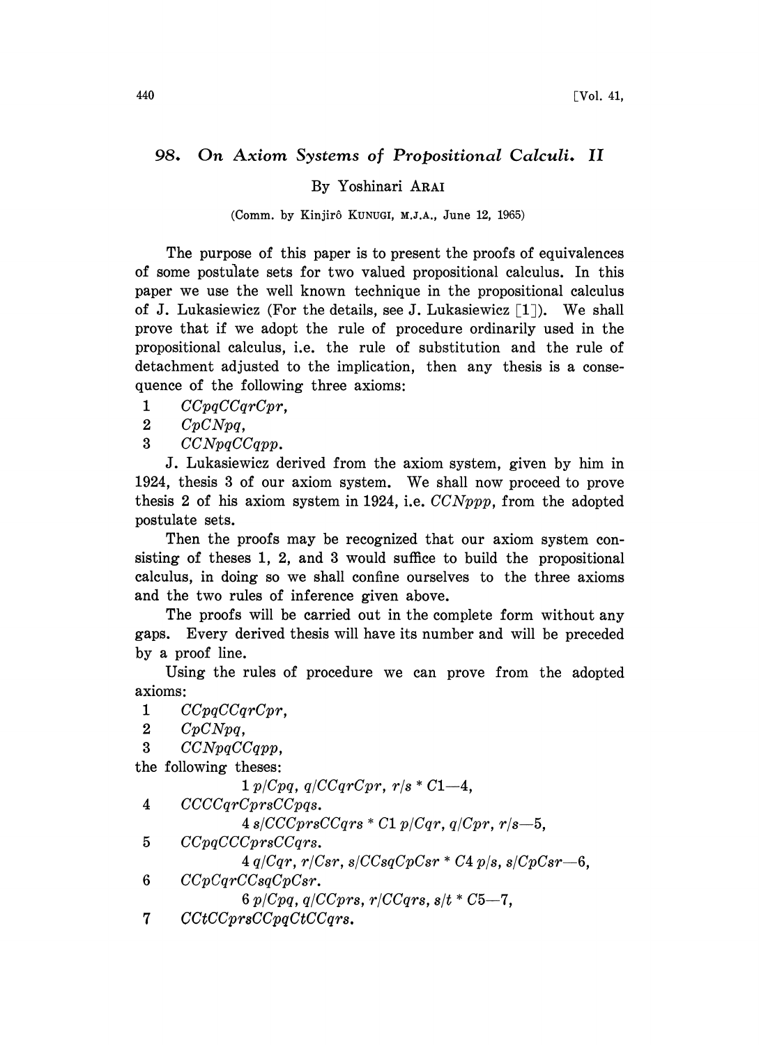# 98. *On Axiom Systems of Propositional Calculi. II*

By Yoshinari ARAI

(Comm. by Kinjirô KUNUGI, M.J.A., June 12, 1965)

The purpose of this paper is to present the proofs of equivalences of some postulate sets for two valued propositional calculus. In this paper we use the well known technique in the propositional calculus of J. Lukasiewicz (For the details, see J. Lukasiewicz [1]). We shall prove that if we adopt the rule of procedure ordinarily used in the propositional calculus, i.e. the rule of substitution and the rule of detachment adjusted to the implication, then any thesis is a consequence of the following three axioms:

1 *CCpqCCqrCpr*,

2 *CpCNpq*,

3 *CCNpqCCqpp*.

J. Lukasiewicz derived from the axiom system, given by him in 1924, thesis 3 of our axiom system. We shall now proceed to prove thesis 2 of his axiom system in 1924, i.e. *CCNppp*, from the adopted postulate sets.

Then the proofs may be recognized that our axiom system consisting of theses 1, 2, and 3 would suffice to build the propositional calculus, in doing so we shall confine ourselves to the three axioms and the two rules of inference given above.

The proofs will be carried out in the complete form without any gaps. Every derived thesis will have its number and will be preceded by a proof line.

Using the rules of procedure we can prove from the adopted axioms:

1 *CCpqCCqrCpr*,

2 *CpCNpq*,

3 *CCNpqCCqpp*,

the following theses:

1 *p/Cpq*, *q/CCqrCpr*, *r/s* * *C*1—4,

4 *CCCCqrCprsCCpqs*.

4 *s/CCCprsCCqrs* * *C*1 *p/Cqr*, *q/Cpr*, *r/s*—5,

5 *CCpqCCCprsCCqrs*.

4 *q/Cqr*, *r/Csr*, *s/CCsqCpCsr* * *C*4 *p/s*, *s/CpCsr*—6,

6 *CCpCqrCCsqCpCsr*.

6 *p/Cpq*, *q/CCprs*, *r/CCqrs*, *s/t* * *C*5—7,

7 *CCtCCprsCCpqCtCCqrs*.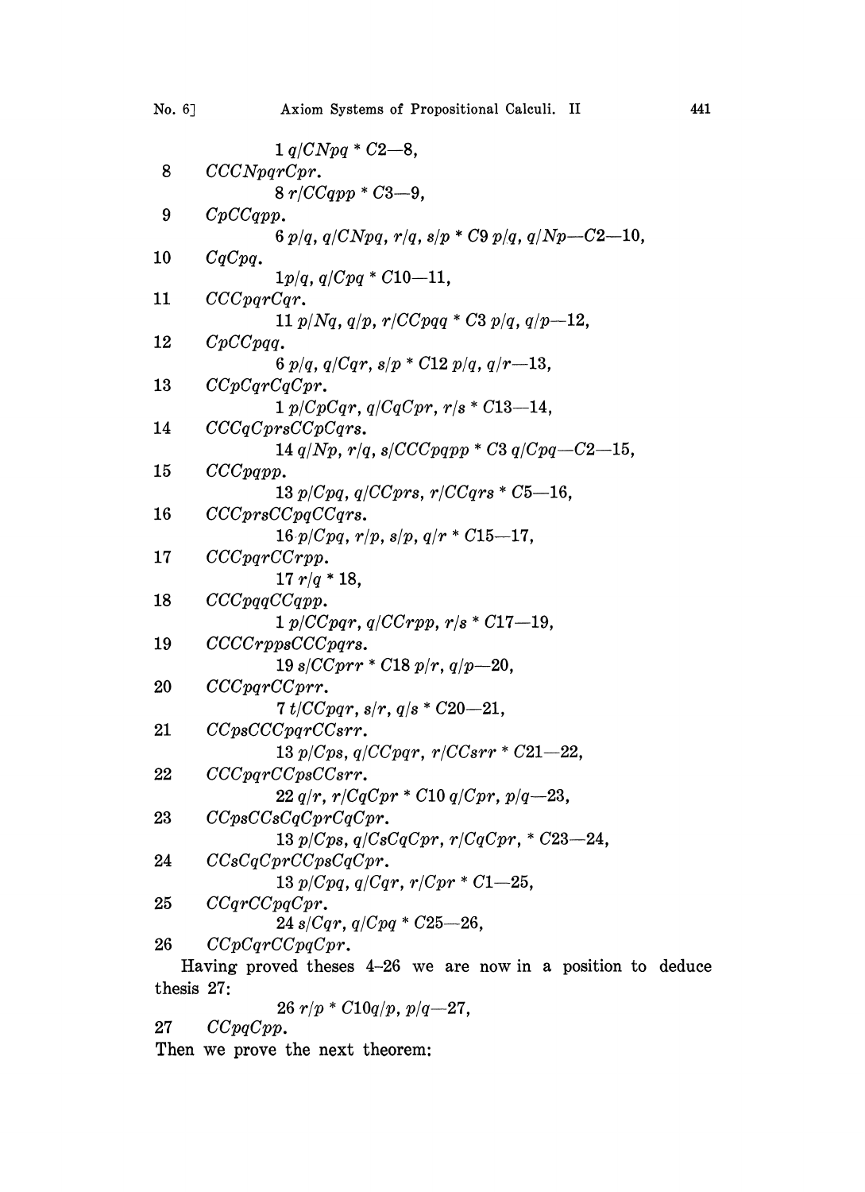$1\ q/CNpq * C2—8,$

8 $CCCNpqrCpr.$

$8\ r/CCqpp * C3—9,$

9 $CpCCqpp.$

$6\ p/q,\ q/CNpq,\ r/q,\ s/p * C9\ p/q,\ q/Np—C2—10,$

10 $CqCpq.$

$1p/q,\ q/Cpq * C10—11,$

11 $CCCpqrCqr.$

$11\ p/Nq,\ q/p,\ r/CCpqq * C3\ p/q,\ q/p—12,$

12 $CpCCpqq.$

$6\ p/q,\ q/Cqr,\ s/p * C12\ p/q,\ q/r—13,$

13 $CCpCqrCqCpr.$

$1\ p/CpCqr,\ q/CqCpr,\ r/s * C13—14,$

14 $CCCqCprsCCpCqrs.$

$14\ q/Np,\ r/q,\ s/CCCpqpp * C3\ q/Cpq—C2—15,$

15 $CCCpqpp.$

$13\ p/Cpq,\ q/CCprs,\ r/CCqrs * C5—16,$

16 $CCCprsCCpqCCqrs.$

$16\ p/Cpq,\ r/p,\ s/p,\ q/r * C15—17,$

17 $CCCpqrCCrpp.$

$17\ r/q * 18,$

18 $CCCpqqCCqpp.$

$1\ p/CCpqr,\ q/CCrpp,\ r/s * C17—19,$

19 $CCCCrppsCCCpqrs.$

$19\ s/CCprr * C18\ p/r,\ q/p—20,$

20 $CCCpqrCCprr.$

$7\ t/CCpqr,\ s/r,\ q/s * C20—21,$

21 $CCpsCCCpqrCCsrr.$

$13\ p/Cps,\ q/CCpqr,\ r/CCsrr * C21—22,$

22 $CCCpqrCCpsCCsrr.$

$22\ q/r,\ r/CqCpr * C10\ q/Cpr,\ p/q—23,$

23 $CCpsCCsCqCprCqCpr.$

$13\ p/Cps,\ q/CsCqCpr,\ r/CqCpr, * C23—24,$

24 $CCsCqCprCCpsCqCpr.$

$13\ p/Cpq,\ q/Cqr,\ r/Cpr * C1—25,$

25 $CCqrCCpqCpr.$

$24\ s/Cqr,\ q/Cpq * C25—26,$

26 $CCpCqrCCpqCpr.$

Having proved theses 4–26 we are now in a position to deduce thesis 27:

$26\ r/p * C10q/p,\ p/q—27,$

27 $CCpqCpp.$

Then we prove the next theorem: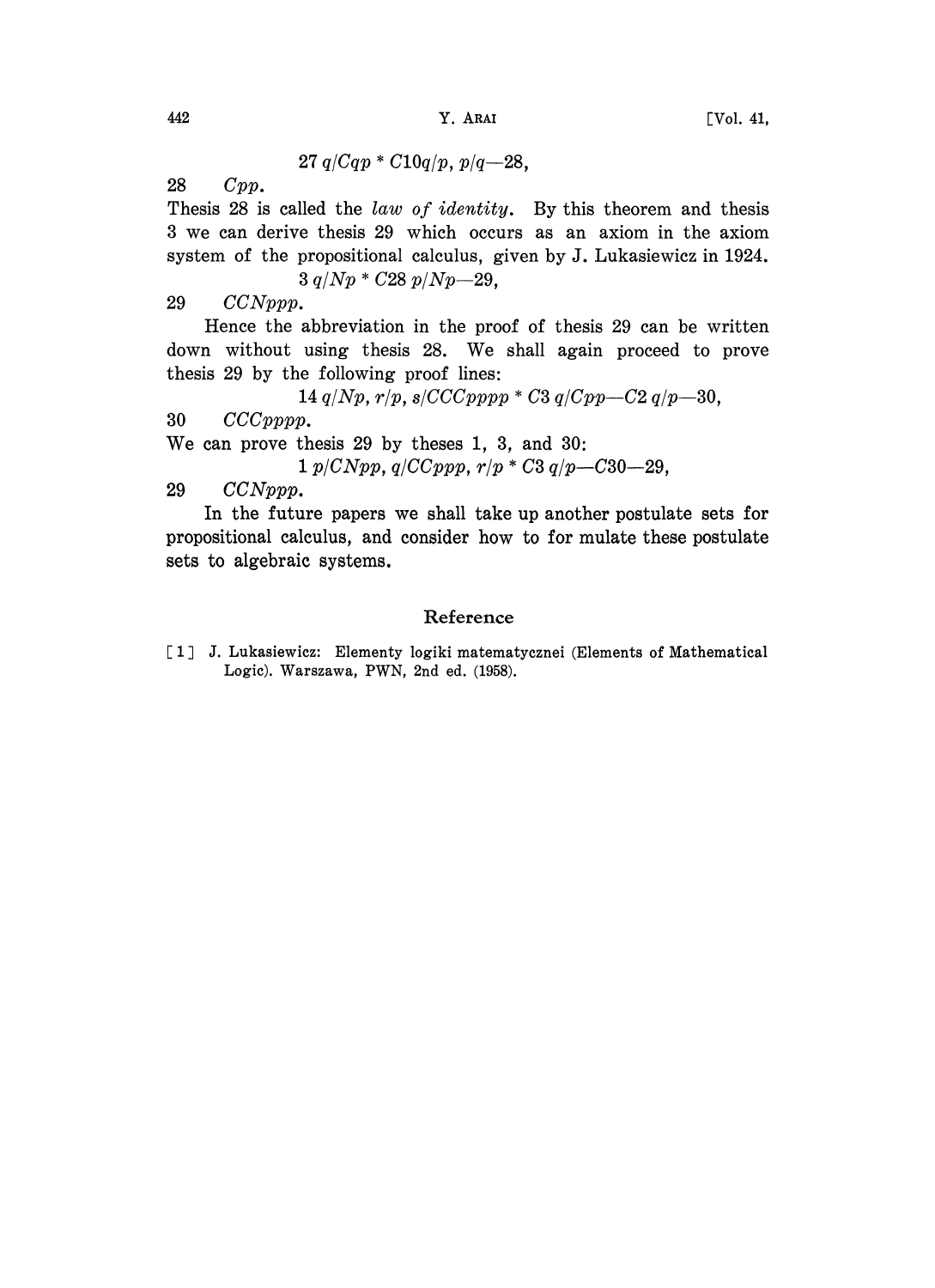$27\ q/Cqp * C10q/p,\ p/q—28,$

28 $\quad Cpp.$

Thesis 28 is called the *law of identity*. By this theorem and thesis 3 we can derive thesis 29 which occurs as an axiom in the axiom system of the propositional calculus, given by J. Lukasiewicz in 1924.

$3\ q/Np * C28\ p/Np—29,$

29 $\quad CCNppp.$

Hence the abbreviation in the proof of thesis 29 can be written down without using thesis 28. We shall again proceed to prove thesis 29 by the following proof lines:

$14\ q/Np,\ r/p,\ s/CCCpppp * C3\ q/Cpp—C2\ q/p—30,$

30 $\quad CCCpppp.$

We can prove thesis 29 by theses 1, 3, and 30:

$1\ p/CNpp,\ q/CCppp,\ r/p * C3\ q/p—C30—29,$

29 $\quad CCNppp.$

In the future papers we shall take up another postulate sets for propositional calculus, and consider how to for mulate these postulate sets to algebraic systems.

## Reference

[1] J. Lukasiewicz: Elementy logiki matematycznei (Elements of Mathematical Logic). Warszawa, PWN, 2nd ed. (1958).